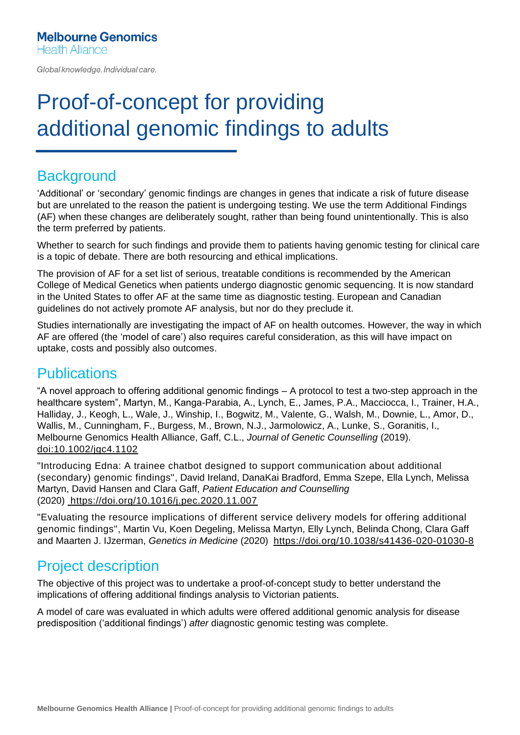Melbourne Genomics
Health Alliance

*Global knowledge. Individual care.*

# Proof-of-concept for providing additional genomic findings to adults

## Background

'Additional' or 'secondary' genomic findings are changes in genes that indicate a risk of future disease but are unrelated to the reason the patient is undergoing testing. We use the term Additional Findings (AF) when these changes are deliberately sought, rather than being found unintentionally. This is also the term preferred by patients.

Whether to search for such findings and provide them to patients having genomic testing for clinical care is a topic of debate. There are both resourcing and ethical implications.

The provision of AF for a set list of serious, treatable conditions is recommended by the American College of Medical Genetics when patients undergo diagnostic genomic sequencing. It is now standard in the United States to offer AF at the same time as diagnostic testing. European and Canadian guidelines do not actively promote AF analysis, but nor do they preclude it.

Studies internationally are investigating the impact of AF on health outcomes. However, the way in which AF are offered (the 'model of care') also requires careful consideration, as this will have impact on uptake, costs and possibly also outcomes.

## Publications

"A novel approach to offering additional genomic findings – A protocol to test a two-step approach in the healthcare system", Martyn, M., Kanga-Parabia, A., Lynch, E., James, P.A., Macciocca, I., Trainer, H.A., Halliday, J., Keogh, L., Wale, J., Winship, I., Bogwitz, M., Valente, G., Walsh, M., Downie, L., Amor, D., Wallis, M., Cunningham, F., Burgess, M., Brown, N.J., Jarmolowicz, A., Lunke, S., Goranitis, I., Melbourne Genomics Health Alliance, Gaff, C.L., *Journal of Genetic Counselling* (2019). doi:10.1002/jgc4.1102

"Introducing Edna: A trainee chatbot designed to support communication about additional (secondary) genomic findings", David Ireland, DanaKai Bradford, Emma Szepe, Ella Lynch, Melissa Martyn, David Hansen and Clara Gaff, *Patient Education and Counselling* (2020) https://doi.org/10.1016/j.pec.2020.11.007

"Evaluating the resource implications of different service delivery models for offering additional genomic findings", Martin Vu, Koen Degeling, Melissa Martyn, Elly Lynch, Belinda Chong, Clara Gaff and Maarten J. IJzerman, *Genetics in Medicine* (2020) https://doi.org/10.1038/s41436-020-01030-8

## Project description

The objective of this project was to undertake a proof-of-concept study to better understand the implications of offering additional findings analysis to Victorian patients.

A model of care was evaluated in which adults were offered additional genomic analysis for disease predisposition ('additional findings') *after* diagnostic genomic testing was complete.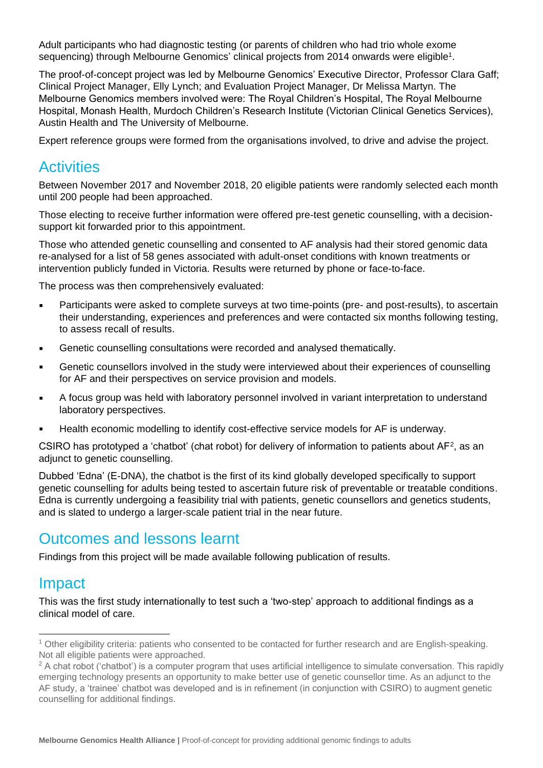Adult participants who had diagnostic testing (or parents of children who had trio whole exome sequencing) through Melbourne Genomics' clinical projects from 2014 onwards were eligible[1].

The proof-of-concept project was led by Melbourne Genomics' Executive Director, Professor Clara Gaff; Clinical Project Manager, Elly Lynch; and Evaluation Project Manager, Dr Melissa Martyn. The Melbourne Genomics members involved were: The Royal Children's Hospital, The Royal Melbourne Hospital, Monash Health, Murdoch Children's Research Institute (Victorian Clinical Genetics Services), Austin Health and The University of Melbourne.

Expert reference groups were formed from the organisations involved, to drive and advise the project.

## Activities

Between November 2017 and November 2018, 20 eligible patients were randomly selected each month until 200 people had been approached.

Those electing to receive further information were offered pre-test genetic counselling, with a decision-support kit forwarded prior to this appointment.

Those who attended genetic counselling and consented to AF analysis had their stored genomic data re-analysed for a list of 58 genes associated with adult-onset conditions with known treatments or intervention publicly funded in Victoria. Results were returned by phone or face-to-face.

The process was then comprehensively evaluated:

- Participants were asked to complete surveys at two time-points (pre- and post-results), to ascertain their understanding, experiences and preferences and were contacted six months following testing, to assess recall of results.
- Genetic counselling consultations were recorded and analysed thematically.
- Genetic counsellors involved in the study were interviewed about their experiences of counselling for AF and their perspectives on service provision and models.
- A focus group was held with laboratory personnel involved in variant interpretation to understand laboratory perspectives.
- Health economic modelling to identify cost-effective service models for AF is underway.

CSIRO has prototyped a 'chatbot' (chat robot) for delivery of information to patients about AF[2], as an adjunct to genetic counselling.

Dubbed 'Edna' (E-DNA), the chatbot is the first of its kind globally developed specifically to support genetic counselling for adults being tested to ascertain future risk of preventable or treatable conditions. Edna is currently undergoing a feasibility trial with patients, genetic counsellors and genetics students, and is slated to undergo a larger-scale patient trial in the near future.

## Outcomes and lessons learnt

Findings from this project will be made available following publication of results.

## Impact

This was the first study internationally to test such a 'two-step' approach to additional findings as a clinical model of care.

---

[1] Other eligibility criteria: patients who consented to be contacted for further research and are English-speaking. Not all eligible patients were approached.

[2] A chat robot ('chatbot') is a computer program that uses artificial intelligence to simulate conversation. This rapidly emerging technology presents an opportunity to make better use of genetic counsellor time. As an adjunct to the AF study, a 'trainee' chatbot was developed and is in refinement (in conjunction with CSIRO) to augment genetic counselling for additional findings.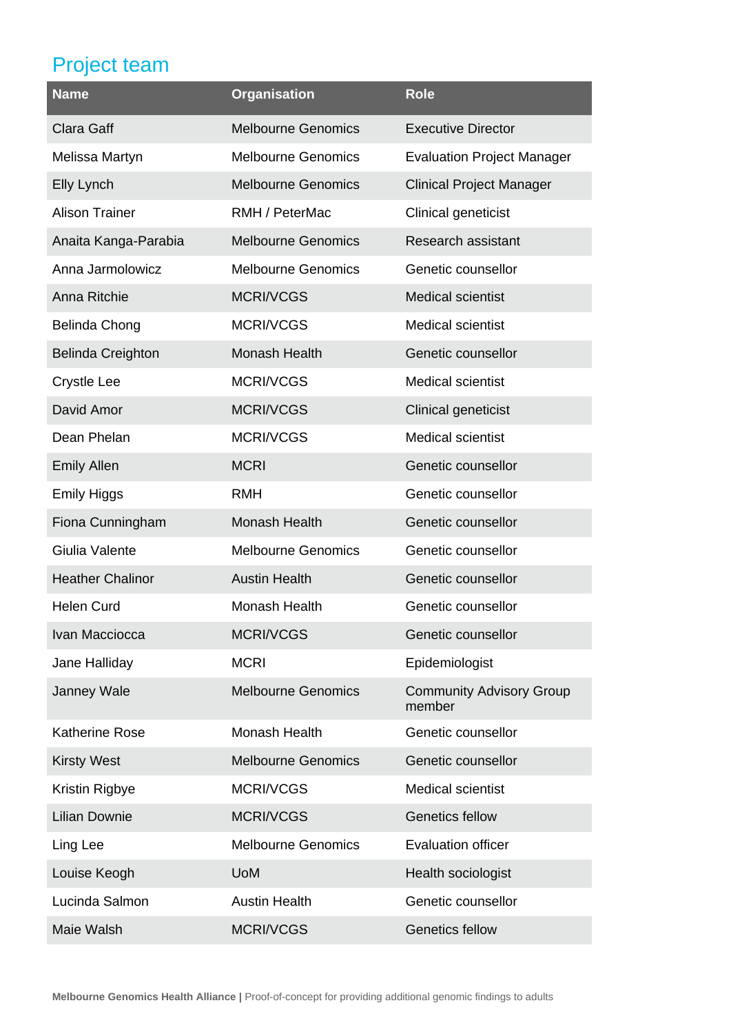## Project team

| Name | Organisation | Role |
| --- | --- | --- |
| Clara Gaff | Melbourne Genomics | Executive Director |
| Melissa Martyn | Melbourne Genomics | Evaluation Project Manager |
| Elly Lynch | Melbourne Genomics | Clinical Project Manager |
| Alison Trainer | RMH / PeterMac | Clinical geneticist |
| Anaita Kanga-Parabia | Melbourne Genomics | Research assistant |
| Anna Jarmolowicz | Melbourne Genomics | Genetic counsellor |
| Anna Ritchie | MCRI/VCGS | Medical scientist |
| Belinda Chong | MCRI/VCGS | Medical scientist |
| Belinda Creighton | Monash Health | Genetic counsellor |
| Crystle Lee | MCRI/VCGS | Medical scientist |
| David Amor | MCRI/VCGS | Clinical geneticist |
| Dean Phelan | MCRI/VCGS | Medical scientist |
| Emily Allen | MCRI | Genetic counsellor |
| Emily Higgs | RMH | Genetic counsellor |
| Fiona Cunningham | Monash Health | Genetic counsellor |
| Giulia Valente | Melbourne Genomics | Genetic counsellor |
| Heather Chalinor | Austin Health | Genetic counsellor |
| Helen Curd | Monash Health | Genetic counsellor |
| Ivan Macciocca | MCRI/VCGS | Genetic counsellor |
| Jane Halliday | MCRI | Epidemiologist |
| Janney Wale | Melbourne Genomics | Community Advisory Group member |
| Katherine Rose | Monash Health | Genetic counsellor |
| Kirsty West | Melbourne Genomics | Genetic counsellor |
| Kristin Rigbye | MCRI/VCGS | Medical scientist |
| Lilian Downie | MCRI/VCGS | Genetics fellow |
| Ling Lee | Melbourne Genomics | Evaluation officer |
| Louise Keogh | UoM | Health sociologist |
| Lucinda Salmon | Austin Health | Genetic counsellor |
| Maie Walsh | MCRI/VCGS | Genetics fellow |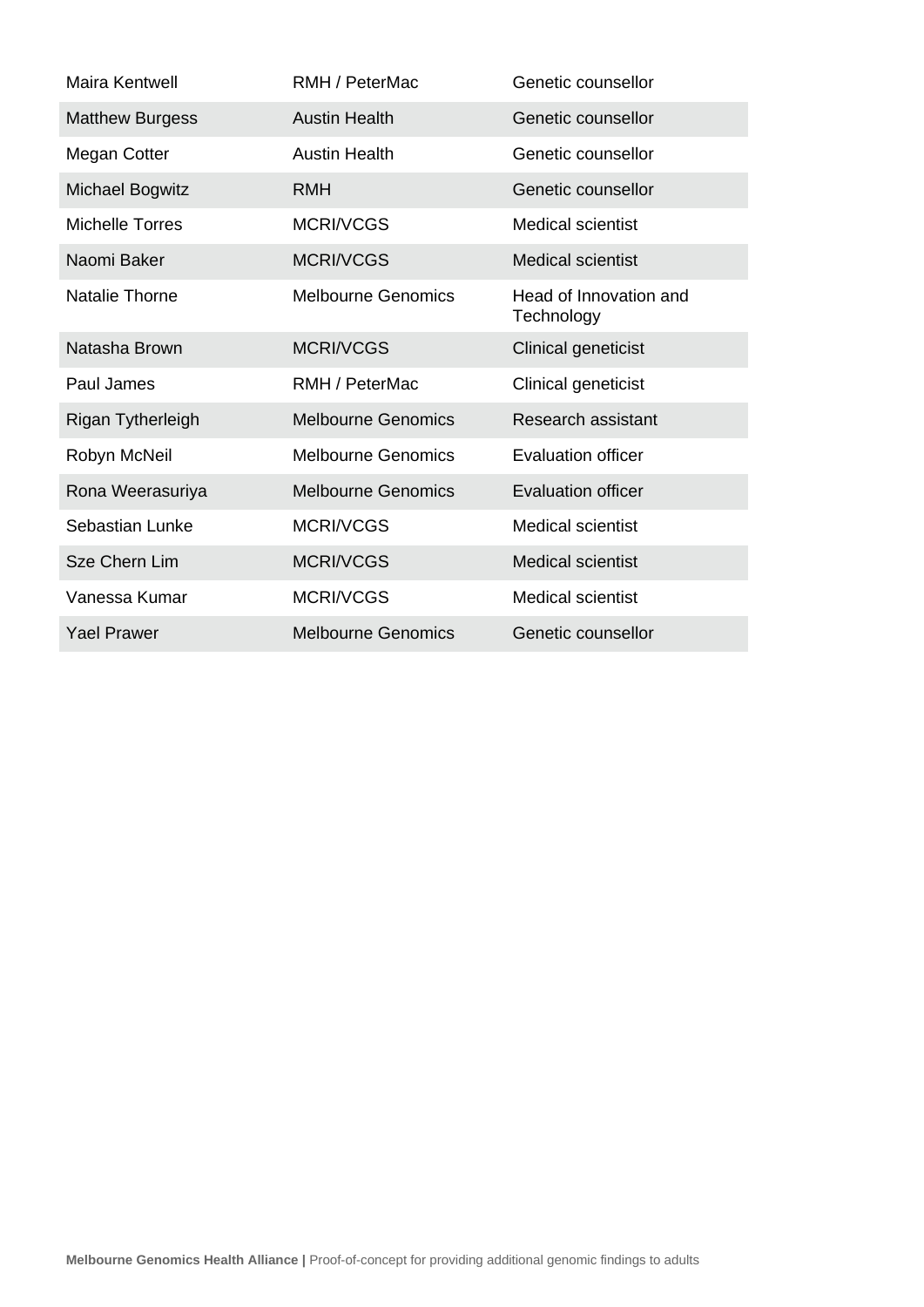| | | |
|---|---|---|
| Maira Kentwell | RMH / PeterMac | Genetic counsellor |
| Matthew Burgess | Austin Health | Genetic counsellor |
| Megan Cotter | Austin Health | Genetic counsellor |
| Michael Bogwitz | RMH | Genetic counsellor |
| Michelle Torres | MCRI/VCGS | Medical scientist |
| Naomi Baker | MCRI/VCGS | Medical scientist |
| Natalie Thorne | Melbourne Genomics | Head of Innovation and Technology |
| Natasha Brown | MCRI/VCGS | Clinical geneticist |
| Paul James | RMH / PeterMac | Clinical geneticist |
| Rigan Tytherleigh | Melbourne Genomics | Research assistant |
| Robyn McNeil | Melbourne Genomics | Evaluation officer |
| Rona Weerasuriya | Melbourne Genomics | Evaluation officer |
| Sebastian Lunke | MCRI/VCGS | Medical scientist |
| Sze Chern Lim | MCRI/VCGS | Medical scientist |
| Vanessa Kumar | MCRI/VCGS | Medical scientist |
| Yael Prawer | Melbourne Genomics | Genetic counsellor |